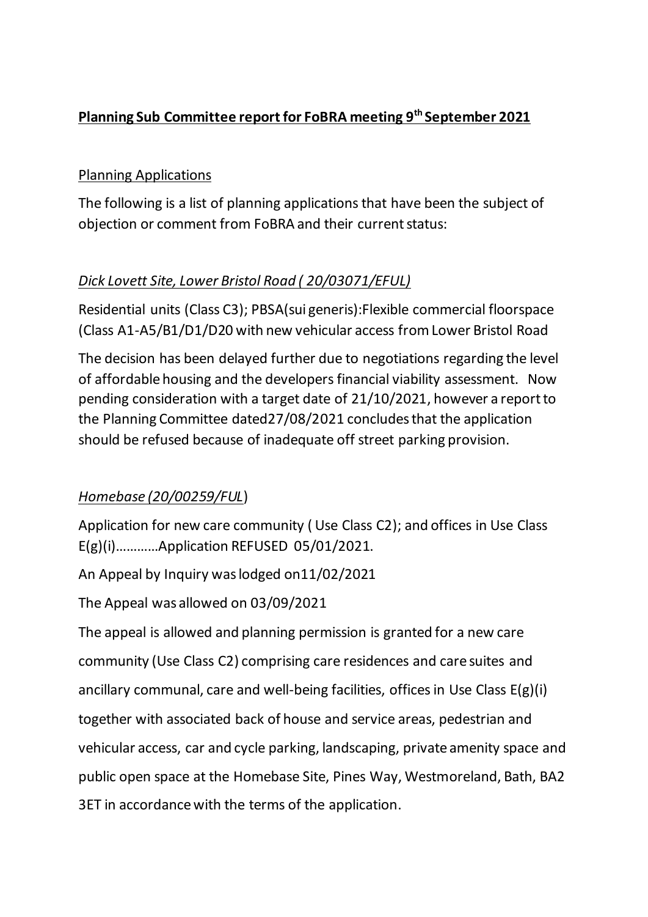# **Planning Sub Committee report for FoBRA meeting 9th September 2021**

## Planning Applications

The following is a list of planning applications that have been the subject of objection or comment from FoBRA and their current status:

### *Dick Lovett Site, Lower Bristol Road ( 20/03071/EFUL)*

Residential units (Class C3); PBSA(sui generis):Flexible commercial floorspace (Class A1-A5/B1/D1/D20 with new vehicular access from Lower Bristol Road

The decision has been delayed further due to negotiations regarding the level of affordable housing and the developers financial viability assessment. Now pending consideration with a target date of 21/10/2021, however a report to the Planning Committee dated27/08/2021 concludes that the application should be refused because of inadequate off street parking provision.

### *Homebase (20/00259/FUL*)

Application for new care community ( Use Class C2); and offices in Use Class E(g)(i)…………Application REFUSED 05/01/2021.

An Appeal by Inquiry was lodged on11/02/2021

The Appeal was allowed on 03/09/2021

The appeal is allowed and planning permission is granted for a new care community (Use Class C2) comprising care residences and care suites and ancillary communal, care and well-being facilities, offices in Use Class E(g)(i) together with associated back of house and service areas, pedestrian and vehicular access, car and cycle parking, landscaping, private amenity space and public open space at the Homebase Site, Pines Way, Westmoreland, Bath, BA2 3ET in accordance with the terms of the application.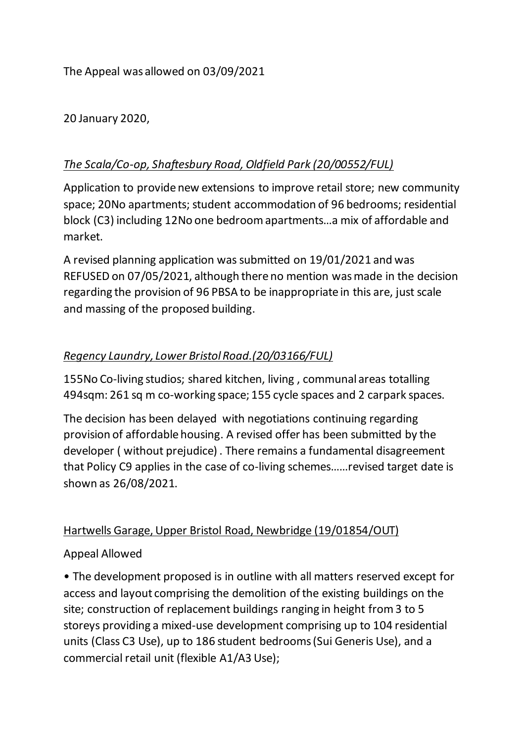The Appeal was allowed on 03/09/2021

20 January 2020,

*The Scala/Co-op, Shaftesbury Road, Oldfield Park (20/00552/FUL)*

Application to provide new extensions to improve retail store; new community space; 20No apartments; student accommodation of 96 bedrooms; residential block (C3) including 12No one bedroom apartments…a mix of affordable and market.

A revised planning application was submitted on 19/01/2021 and was REFUSED on 07/05/2021, although there no mention was made in the decision regarding the provision of 96 PBSA to be inappropriate in this are, just scale and massing of the proposed building.

*Regency Laundry, Lower Bristol Road.(20/03166/FUL)*

155No Co-living studios; shared kitchen, living , communal areas totalling 494sqm: 261 sq m co-working space; 155 cycle spaces and 2 carpark spaces.

The decision has been delayed with negotiations continuing regarding provision of affordable housing. A revised offer has been submitted by the developer ( without prejudice) . There remains a fundamental disagreement that Policy C9 applies in the case of co-living schemes……revised target date is shown as 26/08/2021.

Hartwells Garage, Upper Bristol Road, Newbridge (19/01854/OUT)

Appeal Allowed

- The development proposed is in outline with all matters reserved except for access and layout comprising the demolition of the existing buildings on the site; construction of replacement buildings ranging in height from 3 to 5 storeys providing a mixed-use development comprising up to 104 residential units (Class C3 Use), up to 186 student bedrooms (Sui Generis Use), and a commercial retail unit (flexible A1/A3 Use);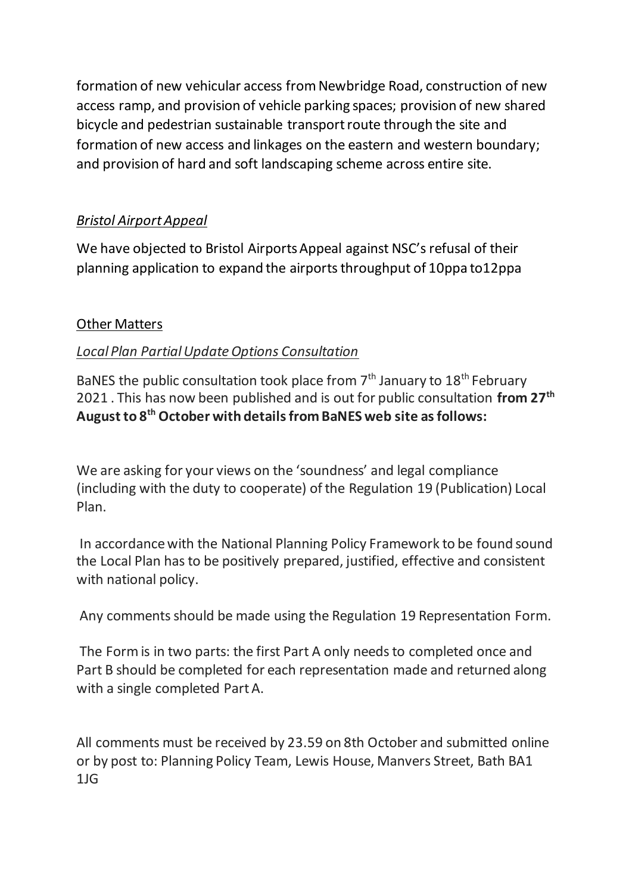formation of new vehicular access from Newbridge Road, construction of new access ramp, and provision of vehicle parking spaces; provision of new shared bicycle and pedestrian sustainable transport route through the site and formation of new access and linkages on the eastern and western boundary; and provision of hard and soft landscaping scheme across entire site.

*Bristol Airport Appeal*

We have objected to Bristol Airports Appeal against NSC's refusal of their planning application to expand the airports throughput of 10ppa to12ppa

Other Matters

*Local Plan Partial Update Options Consultation*

BaNES the public consultation took place from 7th January to 18th February 2021 . This has now been published and is out for public consultation **from 27th August to 8th October with details from BaNES web site as follows:**

We are asking for your views on the 'soundness' and legal compliance (including with the duty to cooperate) of the Regulation 19 (Publication) Local Plan.

In accordance with the National Planning Policy Framework to be found sound the Local Plan has to be positively prepared, justified, effective and consistent with national policy.

Any comments should be made using the Regulation 19 Representation Form.

The Form is in two parts: the first Part A only needs to completed once and Part B should be completed for each representation made and returned along with a single completed Part A.

All comments must be received by 23.59 on 8th October and submitted online or by post to: Planning Policy Team, Lewis House, Manvers Street, Bath BA1 1JG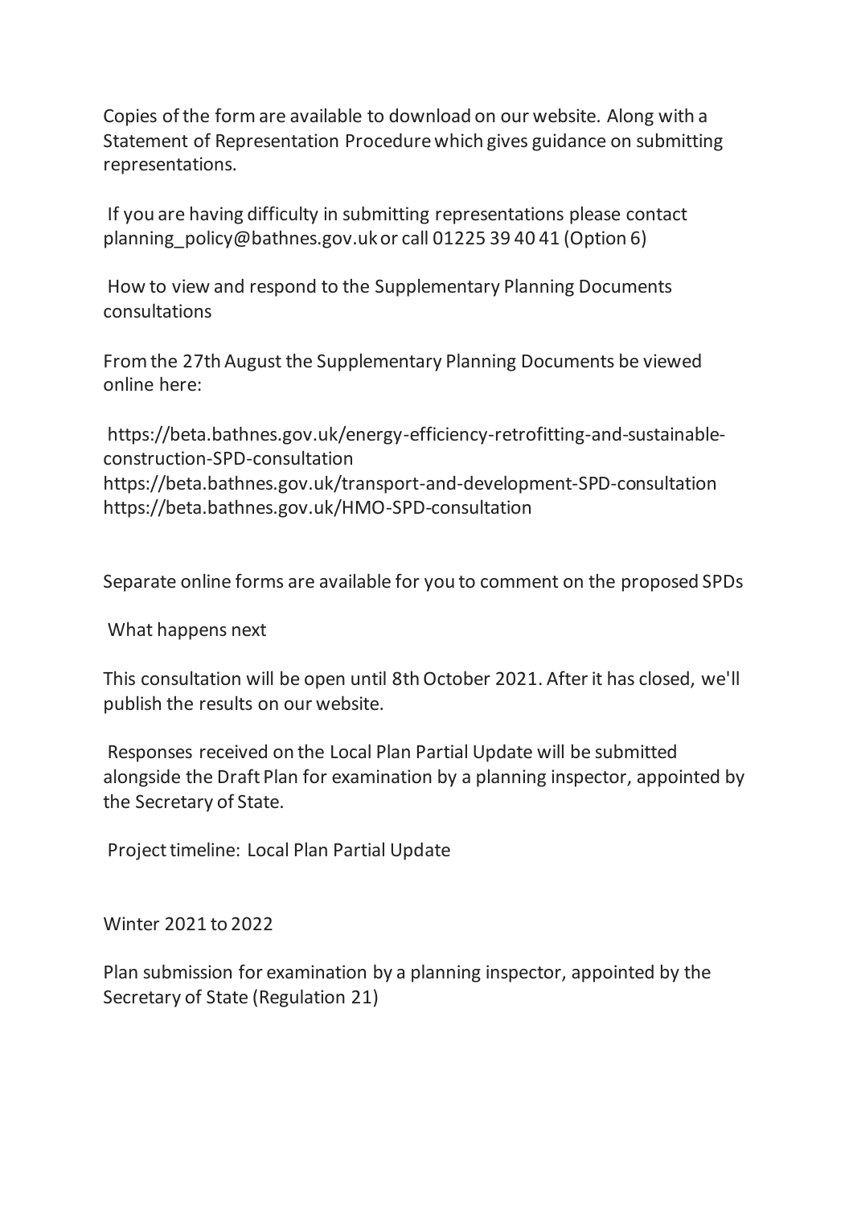Copies of the form are available to download on our website. Along with a Statement of Representation Procedure which gives guidance on submitting representations.

If you are having difficulty in submitting representations please contact planning_policy@bathnes.gov.uk or call 01225 39 40 41 (Option 6)

How to view and respond to the Supplementary Planning Documents consultations

From the 27th August the Supplementary Planning Documents be viewed online here:

https://beta.bathnes.gov.uk/energy-efficiency-retrofitting-and-sustainable-construction-SPD-consultation
https://beta.bathnes.gov.uk/transport-and-development-SPD-consultation
https://beta.bathnes.gov.uk/HMO-SPD-consultation

Separate online forms are available for you to comment on the proposed SPDs

What happens next

This consultation will be open until 8th October 2021. After it has closed, we'll publish the results on our website.

Responses received on the Local Plan Partial Update will be submitted alongside the Draft Plan for examination by a planning inspector, appointed by the Secretary of State.

Project timeline: Local Plan Partial Update

Winter 2021 to 2022

Plan submission for examination by a planning inspector, appointed by the Secretary of State (Regulation 21)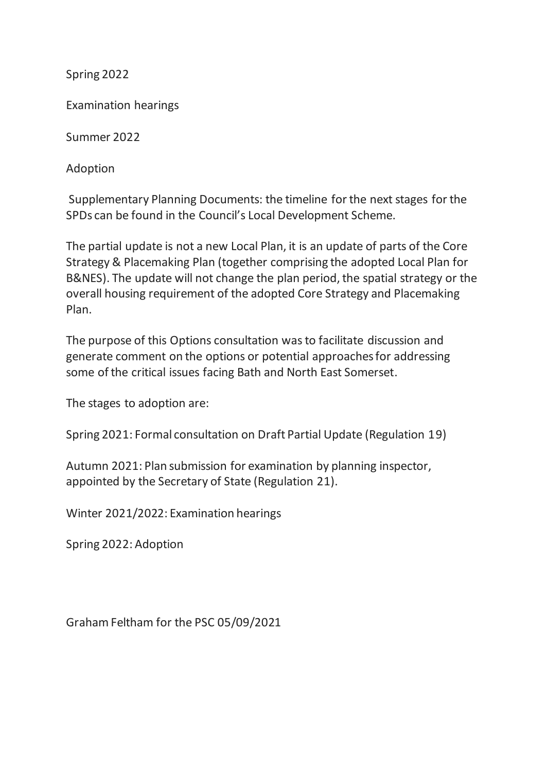Spring 2022

Examination hearings

Summer 2022

Adoption

Supplementary Planning Documents: the timeline for the next stages for the SPDs can be found in the Council's Local Development Scheme.

The partial update is not a new Local Plan, it is an update of parts of the Core Strategy & Placemaking Plan (together comprising the adopted Local Plan for B&NES). The update will not change the plan period, the spatial strategy or the overall housing requirement of the adopted Core Strategy and Placemaking Plan.

The purpose of this Options consultation was to facilitate discussion and generate comment on the options or potential approaches for addressing some of the critical issues facing Bath and North East Somerset.

The stages to adoption are:

Spring 2021: Formal consultation on Draft Partial Update (Regulation 19)

Autumn 2021: Plan submission for examination by planning inspector, appointed by the Secretary of State (Regulation 21).

Winter 2021/2022: Examination hearings

Spring 2022: Adoption

Graham Feltham for the PSC 05/09/2021